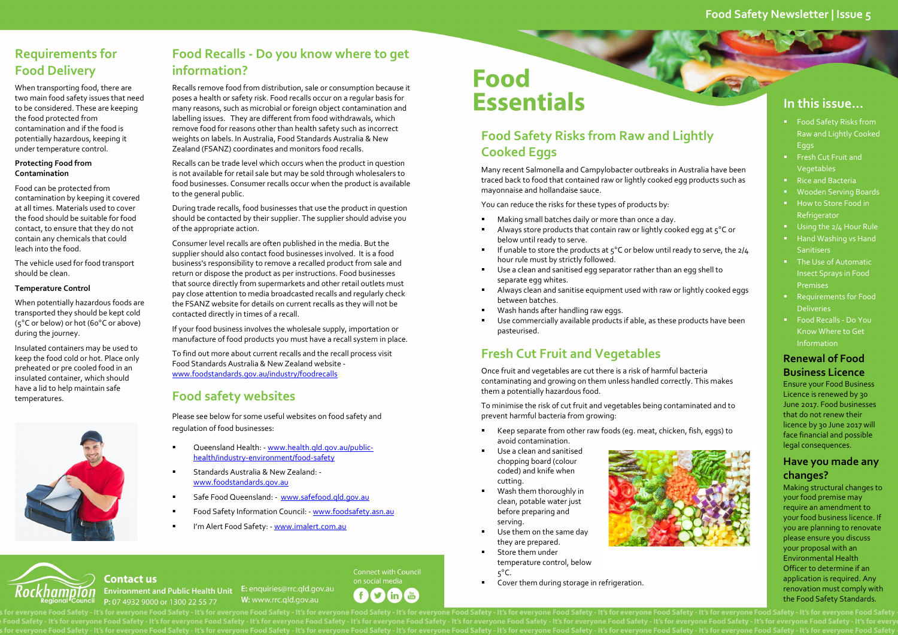# Food Essentials

## Food Safety Risks from Raw and Lightly Cooked Eggs

Many recent Salmonella and Campylobacter outbreaks in Australia have been traced back to food that contained raw or lightly cooked egg products such as mayonnaise and hollandaise sauce.

You can reduce the risks for these types of products by:

- Making small batches daily or more than once a day.
- Always store products that contain raw or lightly cooked egg at 5°C or below until ready to serve.
- If unable to store the products at 5°C or below until ready to serve, the 2/4 hour rule must by strictly followed.
- Use a clean and sanitised egg separator rather than an egg shell to separate egg whites.
- Always clean and sanitise equipment used with raw or lightly cooked eggs between batches.
- Wash hands after handling raw eggs.
- Use commercially available products if able, as these products have been pasteurised.

## Fresh Cut Fruit and Vegetables

Once fruit and vegetables are cut there is a risk of harmful bacteria contaminating and growing on them unless handled correctly. This makes them a potentially hazardous food.

To minimise the risk of cut fruit and vegetables being contaminated and to prevent harmful bacteria from growing:

- Keep separate from other raw foods (eg. meat, chicken, fish, eggs) to avoid contamination.
- Use a clean and sanitised chopping board (colour coded) and knife when cutting.
- Wash them thoroughly in clean, potable water just before preparing and serving.
- Use them on the same day they are prepared.
- Store them under temperature control, below 5°C.
- Cover them during storage in refrigeration.

## In this issue...

- Food Safety Risks from Raw and Lightly Cooked Eggs
- Fresh Cut Fruit and Vegetables
- Rice and Bacteria
- Wooden Serving Boards
- How to Store Food in Refrigerator
- Using the 2/4 Hour Rule
- Hand Washing vs Hand Sanitisers
- The Use of Automatic Insect Sprays in Food Premises
- Requirements for Food Deliveries
- Food Recalls - Do You Know Where to Get Information

## Renewal of Food Business Licence

Ensure your Food Business Licence is renewed by 30 June 2017. Food businesses that do not renew their licence by 30 June 2017 will face financial and possible legal consequences.

## Have you made any changes?

Making structural changes to your food premise may require an amendment to your food business licence. If you are planning to renovate please ensure you discuss your proposal with an Environmental Health Officer to determine if an application is required. Any renovation must comply with the Food Safety Standards.

## Requirements for Food Delivery

When transporting food, there are two main food safety issues that need to be considered. These are keeping the food protected from contamination and if the food is potentially hazardous, keeping it under temperature control.

**Protecting Food from Contamination**

Food can be protected from contamination by keeping it covered at all times. Materials used to cover the food should be suitable for food contact, to ensure that they do not contain any chemicals that could leach into the food.

The vehicle used for food transport should be clean.

**Temperature Control**

When potentially hazardous foods are transported they should be kept cold (5°C or below) or hot (60°C or above) during the journey.

Insulated containers may be used to keep the food cold or hot. Place only preheated or pre cooled food in an insulated container, which should have a lid to help maintain safe temperatures.

## Food Recalls - Do you know where to get information?

Recalls remove food from distribution, sale or consumption because it poses a health or safety risk. Food recalls occur on a regular basis for many reasons, such as microbial or foreign object contamination and labelling issues. They are different from food withdrawals, which remove food for reasons other than health safety such as incorrect weights on labels. In Australia, Food Standards Australia & New Zealand (FSANZ) coordinates and monitors food recalls.

Recalls can be trade level which occurs when the product in question is not available for retail sale but may be sold through wholesalers to food businesses. Consumer recalls occur when the product is available to the general public.

During trade recalls, food businesses that use the product in question should be contacted by their supplier. The supplier should advise you of the appropriate action.

Consumer level recalls are often published in the media. But the supplier should also contact food businesses involved. It is a food business's responsibility to remove a recalled product from sale and return or dispose the product as per instructions. Food businesses that source directly from supermarkets and other retail outlets must pay close attention to media broadcasted recalls and regularly check the FSANZ website for details on current recalls as they will not be contacted directly in times of a recall.

If your food business involves the wholesale supply, importation or manufacture of food products you must have a recall system in place.

To find out more about current recalls and the recall process visit Food Standards Australia & New Zealand website - www.foodstandards.gov.au/industry/foodrecalls

## Food safety websites

Please see below for some useful websites on food safety and regulation of food businesses:

- Queensland Health: - www.health.qld.gov.au/public-health/industry-environment/food-safety
- Standards Australia & New Zealand: - www.foodstandards.gov.au
- Safe Food Queensland: - www.safefood.qld.gov.au
- Food Safety Information Council: - www.foodsafety.asn.au
- I'm Alert Food Safety: - www.imalert.com.au

**Contact us**

Rockhampton Regional Council

Environment and Public Health Unit

P: 07 4932 9000 or 1300 22 55 77

E: enquiries@rrc.qld.gov.au

W: www.rrc.qld.gov.au

Connect with Council on social media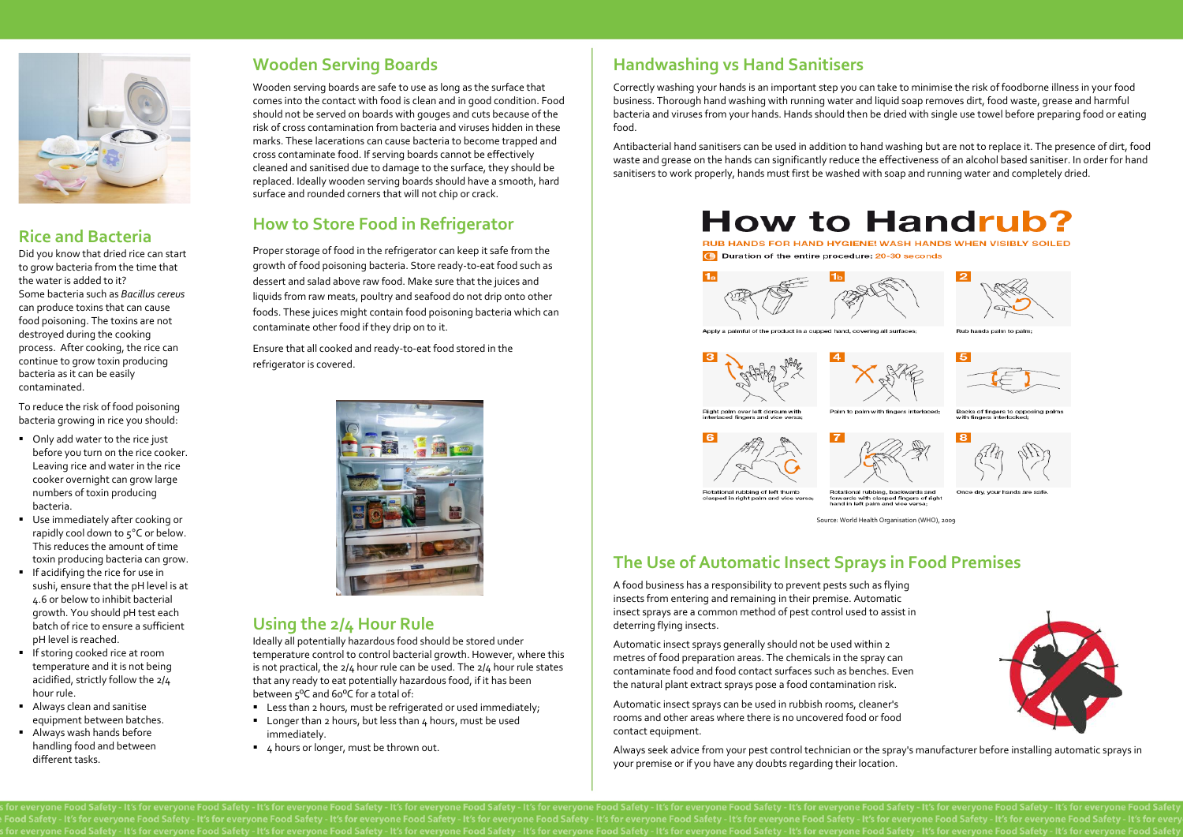## Rice and Bacteria

Did you know that dried rice can start to grow bacteria from the time that the water is added to it?

Some bacteria such as *Bacillus cereus* can produce toxins that can cause food poisoning. The toxins are not destroyed during the cooking process. After cooking, the rice can continue to grow toxin producing bacteria as it can be easily contaminated.

To reduce the risk of food poisoning bacteria growing in rice you should:

- Only add water to the rice just before you turn on the rice cooker. Leaving rice and water in the rice cooker overnight can grow large numbers of toxin producing bacteria.
- Use immediately after cooking or rapidly cool down to 5°C or below. This reduces the amount of time toxin producing bacteria can grow.
- If acidifying the rice for use in sushi, ensure that the pH level is at 4.6 or below to inhibit bacterial growth. You should pH test each batch of rice to ensure a sufficient pH level is reached.
- If storing cooked rice at room temperature and it is not being acidified, strictly follow the 2/4 hour rule.
- Always clean and sanitise equipment between batches.
- Always wash hands before handling food and between different tasks.

## Wooden Serving Boards

Wooden serving boards are safe to use as long as the surface that comes into the contact with food is clean and in good condition. Food should not be served on boards with gouges and cuts because of the risk of cross contamination from bacteria and viruses hidden in these marks. These lacerations can cause bacteria to become trapped and cross contaminate food. If serving boards cannot be effectively cleaned and sanitised due to damage to the surface, they should be replaced. Ideally wooden serving boards should have a smooth, hard surface and rounded corners that will not chip or crack.

## How to Store Food in Refrigerator

Proper storage of food in the refrigerator can keep it safe from the growth of food poisoning bacteria. Store ready-to-eat food such as dessert and salad above raw food. Make sure that the juices and liquids from raw meats, poultry and seafood do not drip onto other foods. These juices might contain food poisoning bacteria which can contaminate other food if they drip on to it.

Ensure that all cooked and ready-to-eat food stored in the refrigerator is covered.

## Using the 2/4 Hour Rule

Ideally all potentially hazardous food should be stored under temperature control to control bacterial growth. However, where this is not practical, the 2/4 hour rule can be used. The 2/4 hour rule states that any ready to eat potentially hazardous food, if it has been between 5ºC and 60ºC for a total of:

- Less than 2 hours, must be refrigerated or used immediately;
- Longer than 2 hours, but less than 4 hours, must be used immediately.
- 4 hours or longer, must be thrown out.

## Handwashing vs Hand Sanitisers

Correctly washing your hands is an important step you can take to minimise the risk of foodborne illness in your food business. Thorough hand washing with running water and liquid soap removes dirt, food waste, grease and harmful bacteria and viruses from your hands. Hands should then be dried with single use towel before preparing food or eating food.

Antibacterial hand sanitisers can be used in addition to hand washing but are not to replace it. The presence of dirt, food waste and grease on the hands can significantly reduce the effectiveness of an alcohol based sanitiser. In order for hand sanitisers to work properly, hands must first be washed with soap and running water and completely dried.

### How to Handrub?

RUB HANDS FOR HAND HYGIENE! WASH HANDS WHEN VISIBLY SOILED

Duration of the entire procedure: 20-30 seconds

1a, 1b: Apply a palmful of the product in a cupped hand, covering all surfaces;

2: Rub hands palm to palm;

3: Right palm over left dorsum with interlaced fingers and vice versa;

4: Palm to palm with fingers interlaced;

5: Backs of fingers to opposing palms with fingers interlocked;

6: Rotational rubbing of left thumb clasped in right palm and vice versa;

7: Rotational rubbing, backwards and forwards with clasped fingers of right hand in left palm and vice versa;

8: Once dry, your hands are safe.

Source: World Health Organisation (WHO), 2009

## The Use of Automatic Insect Sprays in Food Premises

A food business has a responsibility to prevent pests such as flying insects from entering and remaining in their premise. Automatic insect sprays are a common method of pest control used to assist in deterring flying insects.

Automatic insect sprays generally should not be used within 2 metres of food preparation areas. The chemicals in the spray can contaminate food and food contact surfaces such as benches. Even the natural plant extract sprays pose a food contamination risk.

Automatic insect sprays can be used in rubbish rooms, cleaner's rooms and other areas where there is no uncovered food or food contact equipment.

Always seek advice from your pest control technician or the spray's manufacturer before installing automatic sprays in your premise or if you have any doubts regarding their location.